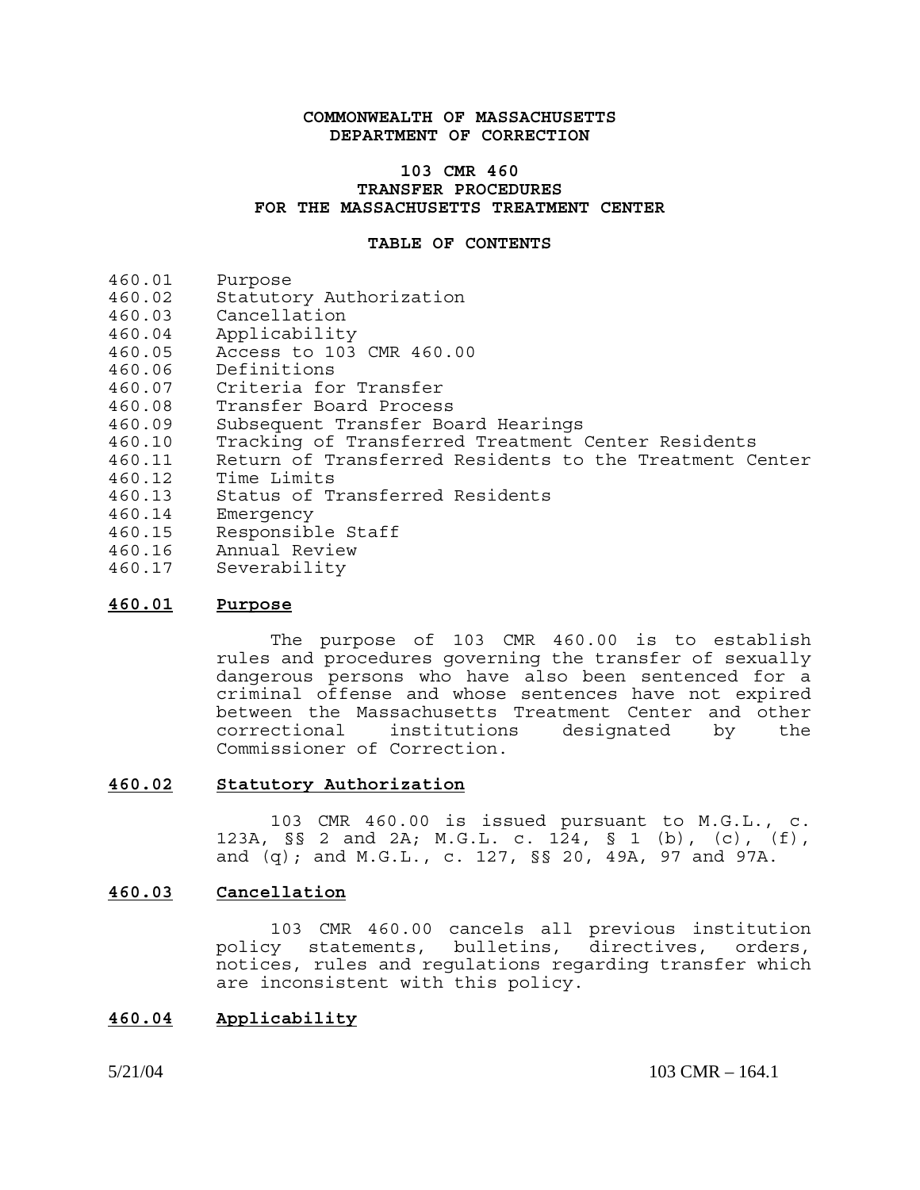**COMMONWEALTH OF MASSACHUSETTS**
**DEPARTMENT OF CORRECTION**

# 103 CMR 460
# TRANSFER PROCEDURES FOR THE MASSACHUSETTS TREATMENT CENTER

## TABLE OF CONTENTS

| | |
|---|---|
| 460.01 | Purpose |
| 460.02 | Statutory Authorization |
| 460.03 | Cancellation |
| 460.04 | Applicability |
| 460.05 | Access to 103 CMR 460.00 |
| 460.06 | Definitions |
| 460.07 | Criteria for Transfer |
| 460.08 | Transfer Board Process |
| 460.09 | Subsequent Transfer Board Hearings |
| 460.10 | Tracking of Transferred Treatment Center Residents |
| 460.11 | Return of Transferred Residents to the Treatment Center |
| 460.12 | Time Limits |
| 460.13 | Status of Transferred Residents |
| 460.14 | Emergency |
| 460.15 | Responsible Staff |
| 460.16 | Annual Review |
| 460.17 | Severability |

## 460.01 Purpose

The purpose of 103 CMR 460.00 is to establish rules and procedures governing the transfer of sexually dangerous persons who have also been sentenced for a criminal offense and whose sentences have not expired between the Massachusetts Treatment Center and other correctional institutions designated by the Commissioner of Correction.

## 460.02 Statutory Authorization

103 CMR 460.00 is issued pursuant to M.G.L., c. 123A, §§ 2 and 2A; M.G.L. c. 124, § 1 (b), (c), (f), and (q); and M.G.L., c. 127, §§ 20, 49A, 97 and 97A.

## 460.03 Cancellation

103 CMR 460.00 cancels all previous institution policy statements, bulletins, directives, orders, notices, rules and regulations regarding transfer which are inconsistent with this policy.

## 460.04 Applicability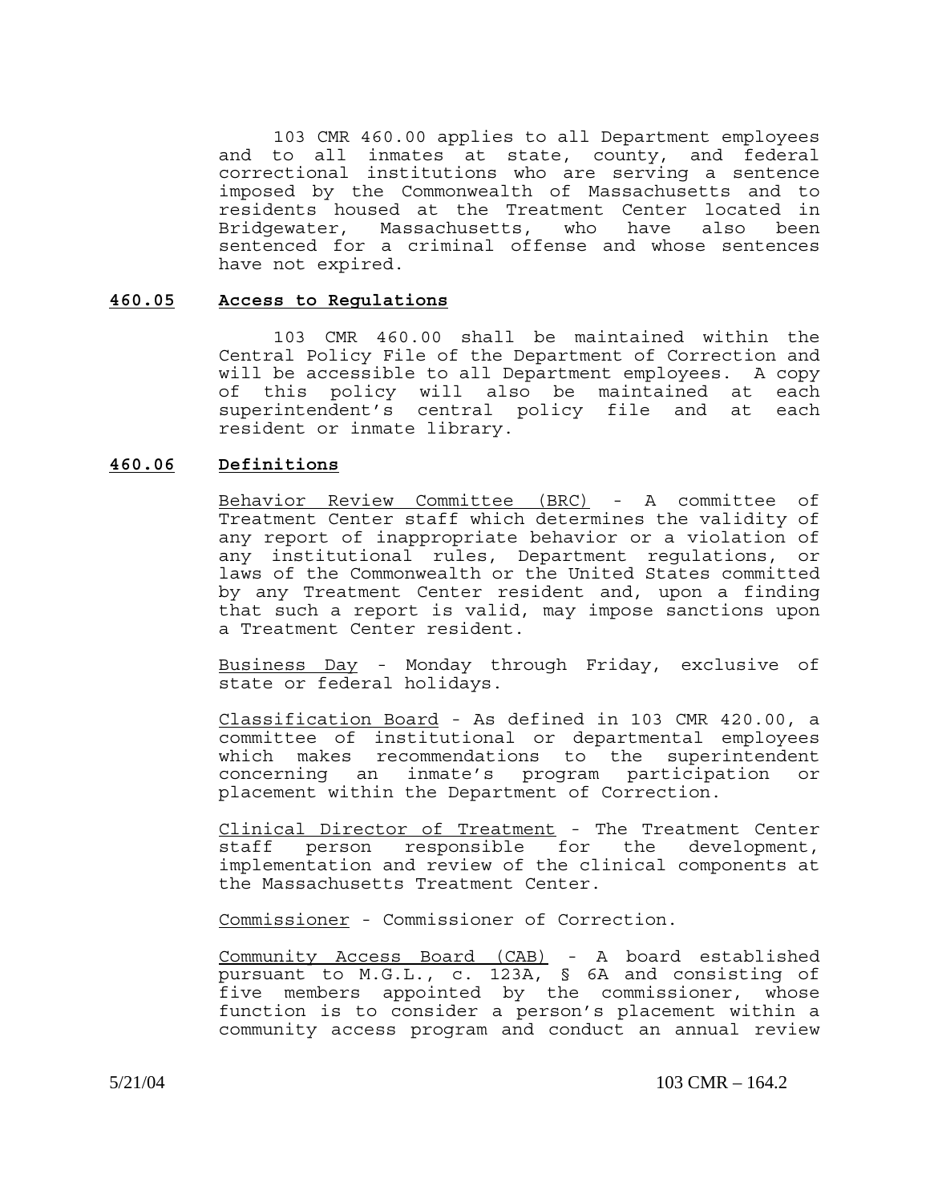103 CMR 460.00 applies to all Department employees and to all inmates at state, county, and federal correctional institutions who are serving a sentence imposed by the Commonwealth of Massachusetts and to residents housed at the Treatment Center located in Bridgewater, Massachusetts, who have also been sentenced for a criminal offense and whose sentences have not expired.

## **460.05 Access to Regulations**

103 CMR 460.00 shall be maintained within the Central Policy File of the Department of Correction and will be accessible to all Department employees. A copy of this policy will also be maintained at each superintendent's central policy file and at each resident or inmate library.

## **460.06 Definitions**

Behavior Review Committee (BRC) - A committee of Treatment Center staff which determines the validity of any report of inappropriate behavior or a violation of any institutional rules, Department regulations, or laws of the Commonwealth or the United States committed by any Treatment Center resident and, upon a finding that such a report is valid, may impose sanctions upon a Treatment Center resident.

Business Day - Monday through Friday, exclusive of state or federal holidays.

Classification Board - As defined in 103 CMR 420.00, a committee of institutional or departmental employees which makes recommendations to the superintendent concerning an inmate's program participation or placement within the Department of Correction.

Clinical Director of Treatment - The Treatment Center staff person responsible for the development, implementation and review of the clinical components at the Massachusetts Treatment Center.

Commissioner - Commissioner of Correction.

Community Access Board (CAB) - A board established pursuant to M.G.L., c. 123A, § 6A and consisting of five members appointed by the commissioner, whose function is to consider a person's placement within a community access program and conduct an annual review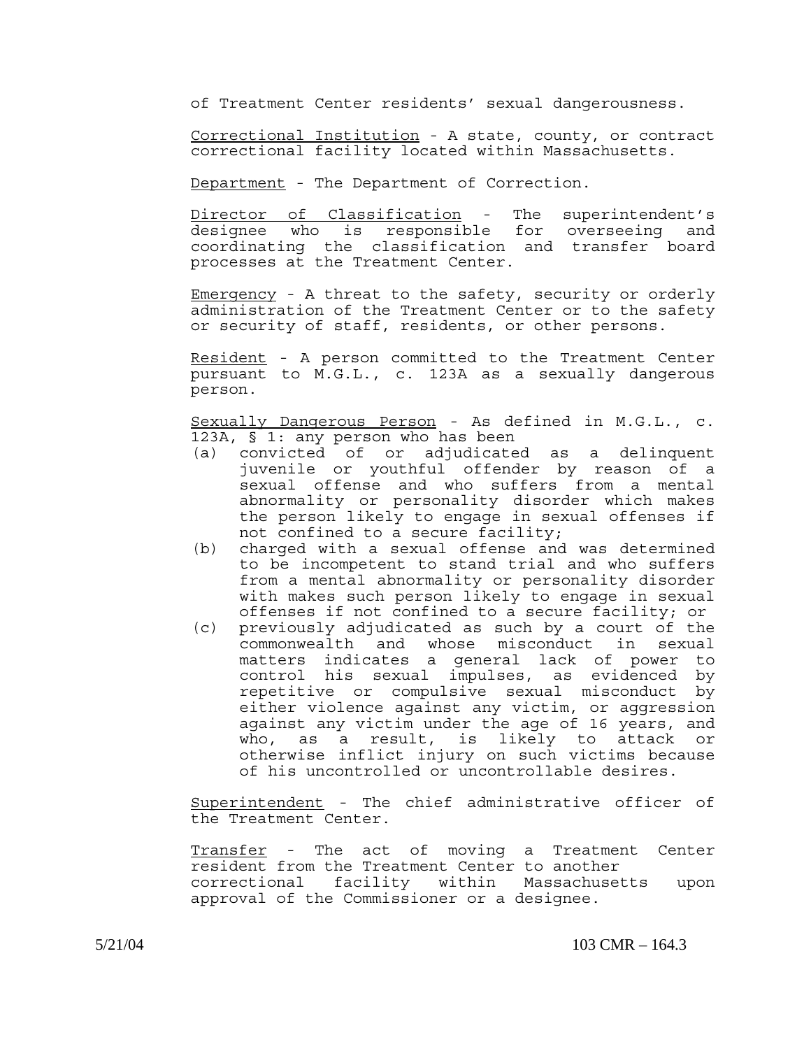of Treatment Center residents' sexual dangerousness.

<u>Correctional Institution</u> - A state, county, or contract correctional facility located within Massachusetts.

<u>Department</u> - The Department of Correction.

<u>Director of Classification</u> - The superintendent's designee who is responsible for overseeing and coordinating the classification and transfer board processes at the Treatment Center.

<u>Emergency</u> - A threat to the safety, security or orderly administration of the Treatment Center or to the safety or security of staff, residents, or other persons.

<u>Resident</u> - A person committed to the Treatment Center pursuant to M.G.L., c. 123A as a sexually dangerous person.

<u>Sexually Dangerous Person</u> - As defined in M.G.L., c. 123A, § 1: any person who has been

(a) convicted of or adjudicated as a delinquent juvenile or youthful offender by reason of a sexual offense and who suffers from a mental abnormality or personality disorder which makes the person likely to engage in sexual offenses if not confined to a secure facility;
(b) charged with a sexual offense and was determined to be incompetent to stand trial and who suffers from a mental abnormality or personality disorder with makes such person likely to engage in sexual offenses if not confined to a secure facility; or
(c) previously adjudicated as such by a court of the commonwealth and whose misconduct in sexual matters indicates a general lack of power to control his sexual impulses, as evidenced by repetitive or compulsive sexual misconduct by either violence against any victim, or aggression against any victim under the age of 16 years, and who, as a result, is likely to attack or otherwise inflict injury on such victims because of his uncontrolled or uncontrollable desires.

<u>Superintendent</u> - The chief administrative officer of the Treatment Center.

<u>Transfer</u> - The act of moving a Treatment Center resident from the Treatment Center to another correctional facility within Massachusetts upon approval of the Commissioner or a designee.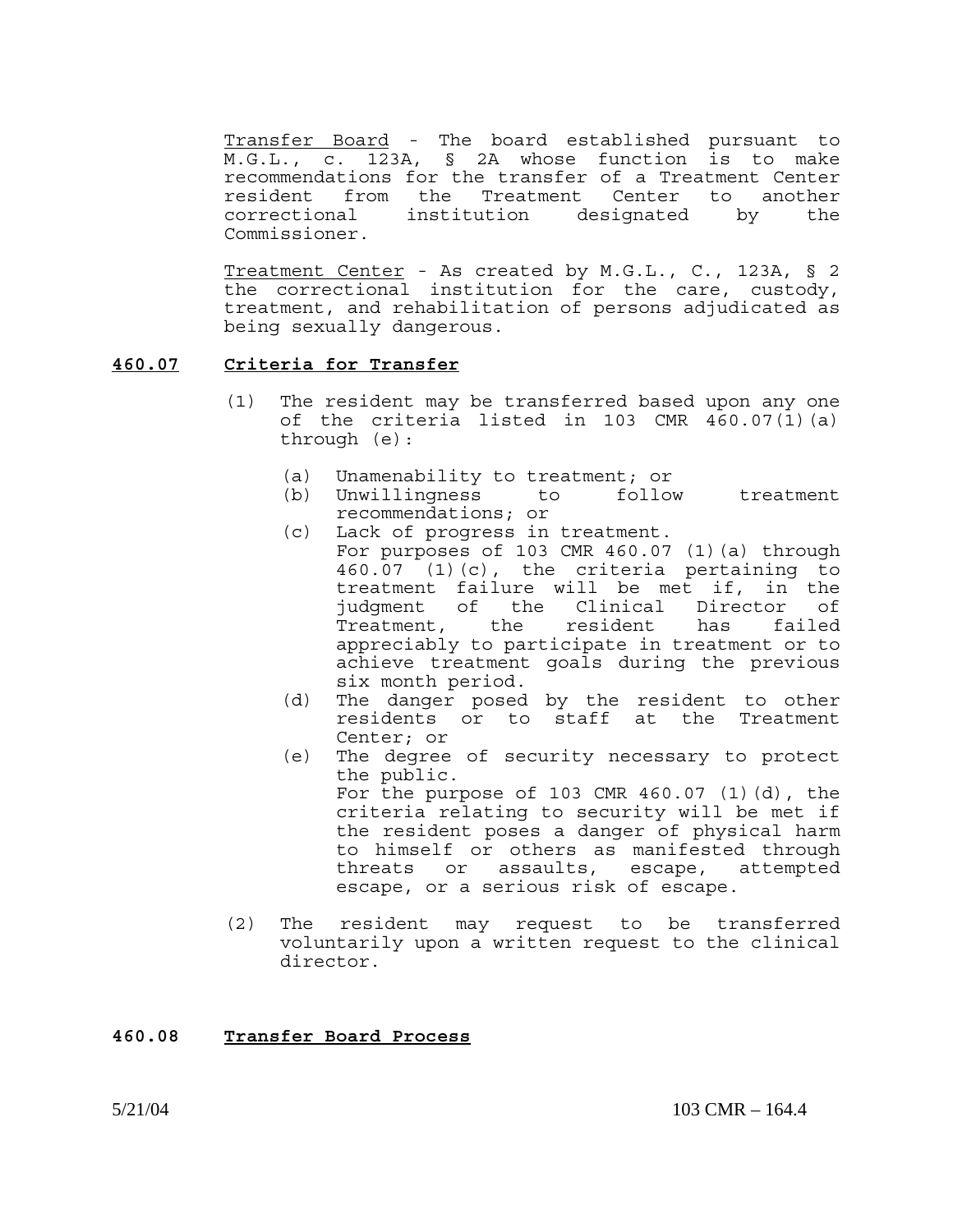Transfer Board - The board established pursuant to M.G.L., c. 123A, § 2A whose function is to make recommendations for the transfer of a Treatment Center resident from the Treatment Center to another correctional institution designated by the Commissioner.

Treatment Center - As created by M.G.L., C., 123A, § 2 the correctional institution for the care, custody, treatment, and rehabilitation of persons adjudicated as being sexually dangerous.

## 460.07 Criteria for Transfer

(1) The resident may be transferred based upon any one of the criteria listed in 103 CMR 460.07(1)(a) through (e):

- (a) Unamenability to treatment; or
- (b) Unwillingness to follow treatment recommendations; or
- (c) Lack of progress in treatment.
  For purposes of 103 CMR 460.07 (1)(a) through 460.07 (1)(c), the criteria pertaining to treatment failure will be met if, in the judgment of the Clinical Director of Treatment, the resident has failed appreciably to participate in treatment or to achieve treatment goals during the previous six month period.
- (d) The danger posed by the resident to other residents or to staff at the Treatment Center; or
- (e) The degree of security necessary to protect the public.
  For the purpose of 103 CMR 460.07 (1)(d), the criteria relating to security will be met if the resident poses a danger of physical harm to himself or others as manifested through threats or assaults, escape, attempted escape, or a serious risk of escape.

(2) The resident may request to be transferred voluntarily upon a written request to the clinical director.

## 460.08 Transfer Board Process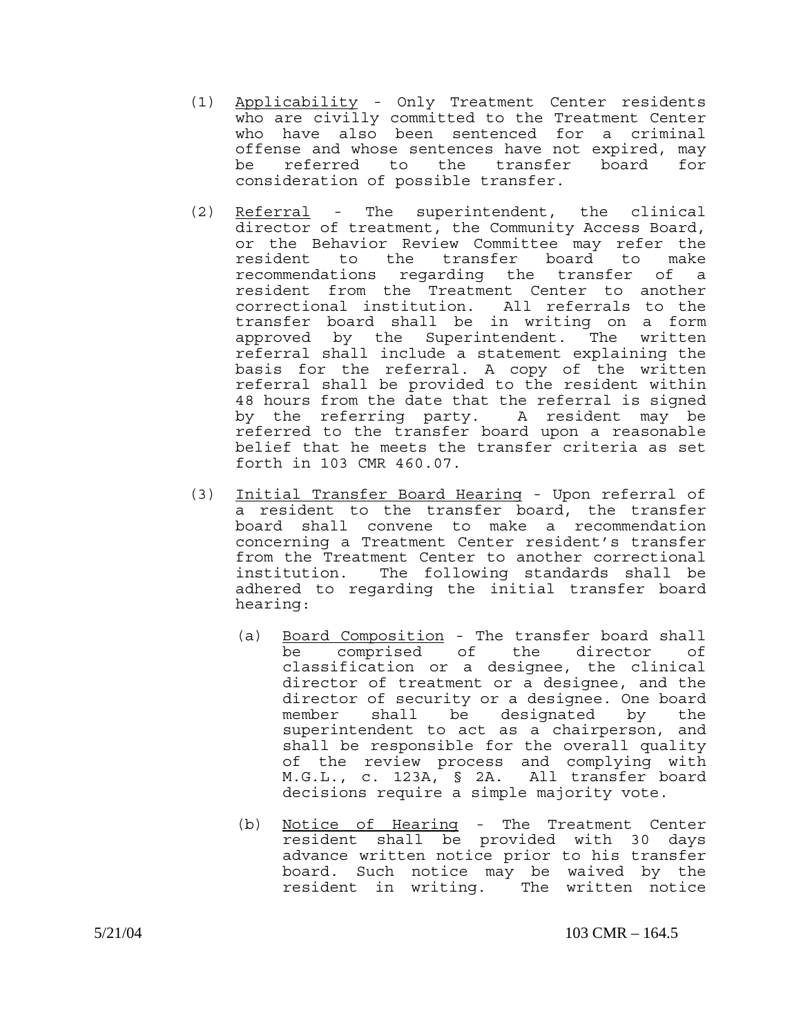(1) Applicability - Only Treatment Center residents who are civilly committed to the Treatment Center who have also been sentenced for a criminal offense and whose sentences have not expired, may be referred to the transfer board for consideration of possible transfer.

(2) Referral - The superintendent, the clinical director of treatment, the Community Access Board, or the Behavior Review Committee may refer the resident to the transfer board to make recommendations regarding the transfer of a resident from the Treatment Center to another correctional institution. All referrals to the transfer board shall be in writing on a form approved by the Superintendent. The written referral shall include a statement explaining the basis for the referral. A copy of the written referral shall be provided to the resident within 48 hours from the date that the referral is signed by the referring party. A resident may be referred to the transfer board upon a reasonable belief that he meets the transfer criteria as set forth in 103 CMR 460.07.

(3) Initial Transfer Board Hearing - Upon referral of a resident to the transfer board, the transfer board shall convene to make a recommendation concerning a Treatment Center resident's transfer from the Treatment Center to another correctional institution. The following standards shall be adhered to regarding the initial transfer board hearing:

(a) Board Composition - The transfer board shall be comprised of the director of classification or a designee, the clinical director of treatment or a designee, and the director of security or a designee. One board member shall be designated by the superintendent to act as a chairperson, and shall be responsible for the overall quality of the review process and complying with M.G.L., c. 123A, § 2A. All transfer board decisions require a simple majority vote.

(b) Notice of Hearing - The Treatment Center resident shall be provided with 30 days advance written notice prior to his transfer board. Such notice may be waived by the resident in writing. The written notice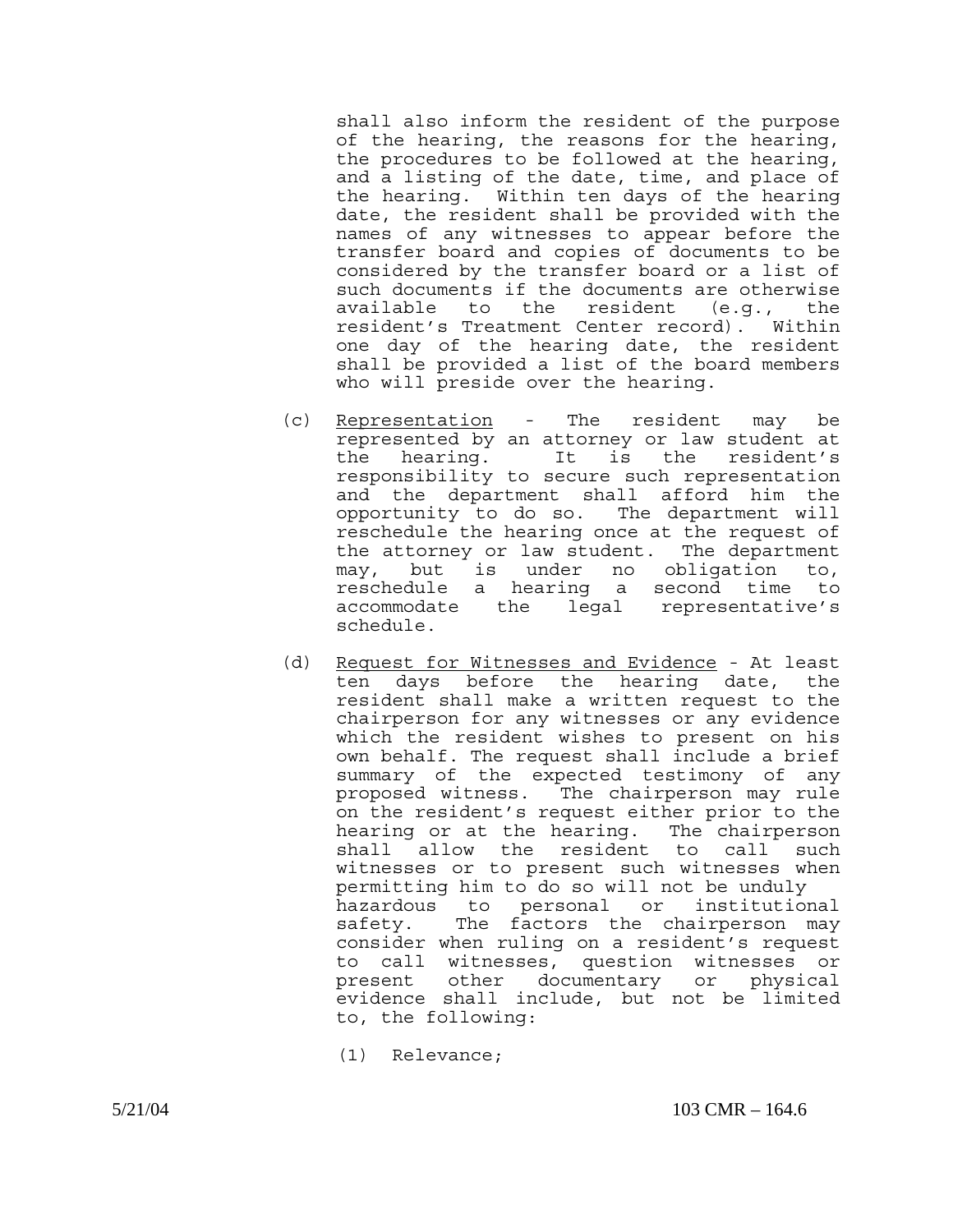shall also inform the resident of the purpose of the hearing, the reasons for the hearing, the procedures to be followed at the hearing, and a listing of the date, time, and place of the hearing. Within ten days of the hearing date, the resident shall be provided with the names of any witnesses to appear before the transfer board and copies of documents to be considered by the transfer board or a list of such documents if the documents are otherwise available to the resident (e.g., the resident's Treatment Center record). Within one day of the hearing date, the resident shall be provided a list of the board members who will preside over the hearing.

(c) Representation - The resident may be represented by an attorney or law student at the hearing. It is the resident's responsibility to secure such representation and the department shall afford him the opportunity to do so. The department will reschedule the hearing once at the request of the attorney or law student. The department may, but is under no obligation to, reschedule a hearing a second time to accommodate the legal representative's schedule.

(d) Request for Witnesses and Evidence - At least ten days before the hearing date, the resident shall make a written request to the chairperson for any witnesses or any evidence which the resident wishes to present on his own behalf. The request shall include a brief summary of the expected testimony of any proposed witness. The chairperson may rule on the resident's request either prior to the hearing or at the hearing. The chairperson shall allow the resident to call such witnesses or to present such witnesses when permitting him to do so will not be unduly hazardous to personal or institutional safety. The factors the chairperson may consider when ruling on a resident's request to call witnesses, question witnesses or present other documentary or physical evidence shall include, but not be limited to, the following:

(1) Relevance;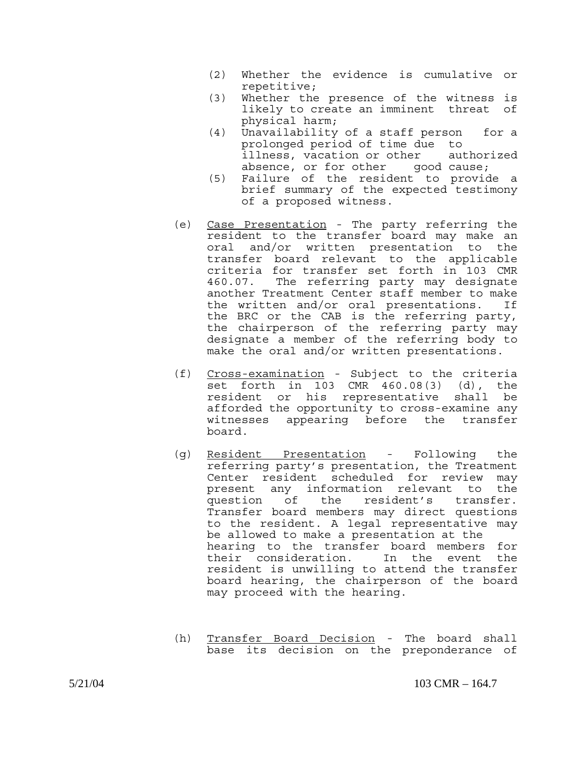(2) Whether the evidence is cumulative or repetitive;

(3) Whether the presence of the witness is likely to create an imminent threat of physical harm;

(4) Unavailability of a staff person for a prolonged period of time due to illness, vacation or other authorized absence, or for other good cause;

(5) Failure of the resident to provide a brief summary of the expected testimony of a proposed witness.

(e) Case Presentation - The party referring the resident to the transfer board may make an oral and/or written presentation to the transfer board relevant to the applicable criteria for transfer set forth in 103 CMR 460.07. The referring party may designate another Treatment Center staff member to make the written and/or oral presentations. If the BRC or the CAB is the referring party, the chairperson of the referring party may designate a member of the referring body to make the oral and/or written presentations.

(f) Cross-examination - Subject to the criteria set forth in 103 CMR 460.08(3) (d), the resident or his representative shall be afforded the opportunity to cross-examine any witnesses appearing before the transfer board.

(g) Resident Presentation - Following the referring party's presentation, the Treatment Center resident scheduled for review may present any information relevant to the question of the resident's transfer. Transfer board members may direct questions to the resident. A legal representative may be allowed to make a presentation at the hearing to the transfer board members for their consideration. In the event the resident is unwilling to attend the transfer board hearing, the chairperson of the board may proceed with the hearing.

(h) Transfer Board Decision - The board shall base its decision on the preponderance of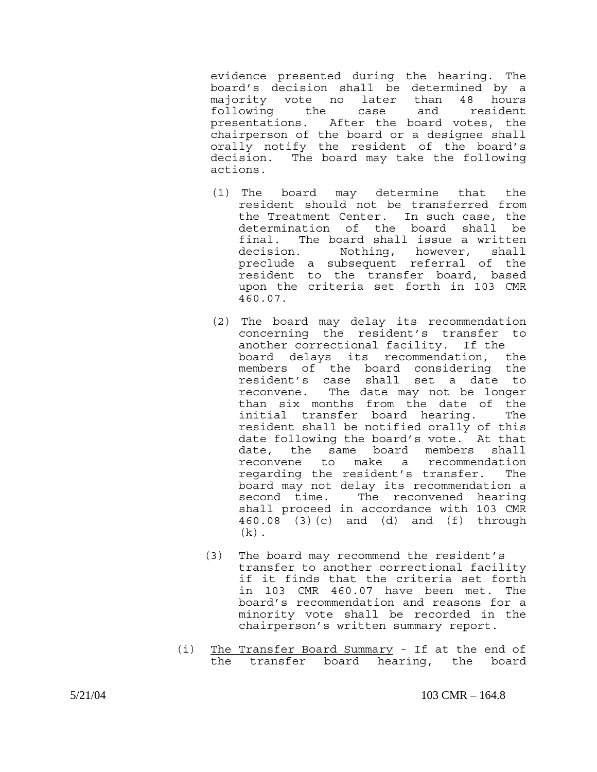evidence presented during the hearing. The board's decision shall be determined by a majority vote no later than 48 hours following the case and resident presentations. After the board votes, the chairperson of the board or a designee shall orally notify the resident of the board's decision. The board may take the following actions.

(1) The board may determine that the resident should not be transferred from the Treatment Center. In such case, the determination of the board shall be final. The board shall issue a written decision. Nothing, however, shall preclude a subsequent referral of the resident to the transfer board, based upon the criteria set forth in 103 CMR 460.07.

(2) The board may delay its recommendation concerning the resident's transfer to another correctional facility. If the board delays its recommendation, the members of the board considering the resident's case shall set a date to reconvene. The date may not be longer than six months from the date of the initial transfer board hearing. The resident shall be notified orally of this date following the board's vote. At that date, the same board members shall reconvene to make a recommendation regarding the resident's transfer. The board may not delay its recommendation a second time. The reconvened hearing shall proceed in accordance with 103 CMR 460.08 (3)(c) and (d) and (f) through (k).

(3) The board may recommend the resident's transfer to another correctional facility if it finds that the criteria set forth in 103 CMR 460.07 have been met. The board's recommendation and reasons for a minority vote shall be recorded in the chairperson's written summary report.

(i) The Transfer Board Summary - If at the end of the transfer board hearing, the board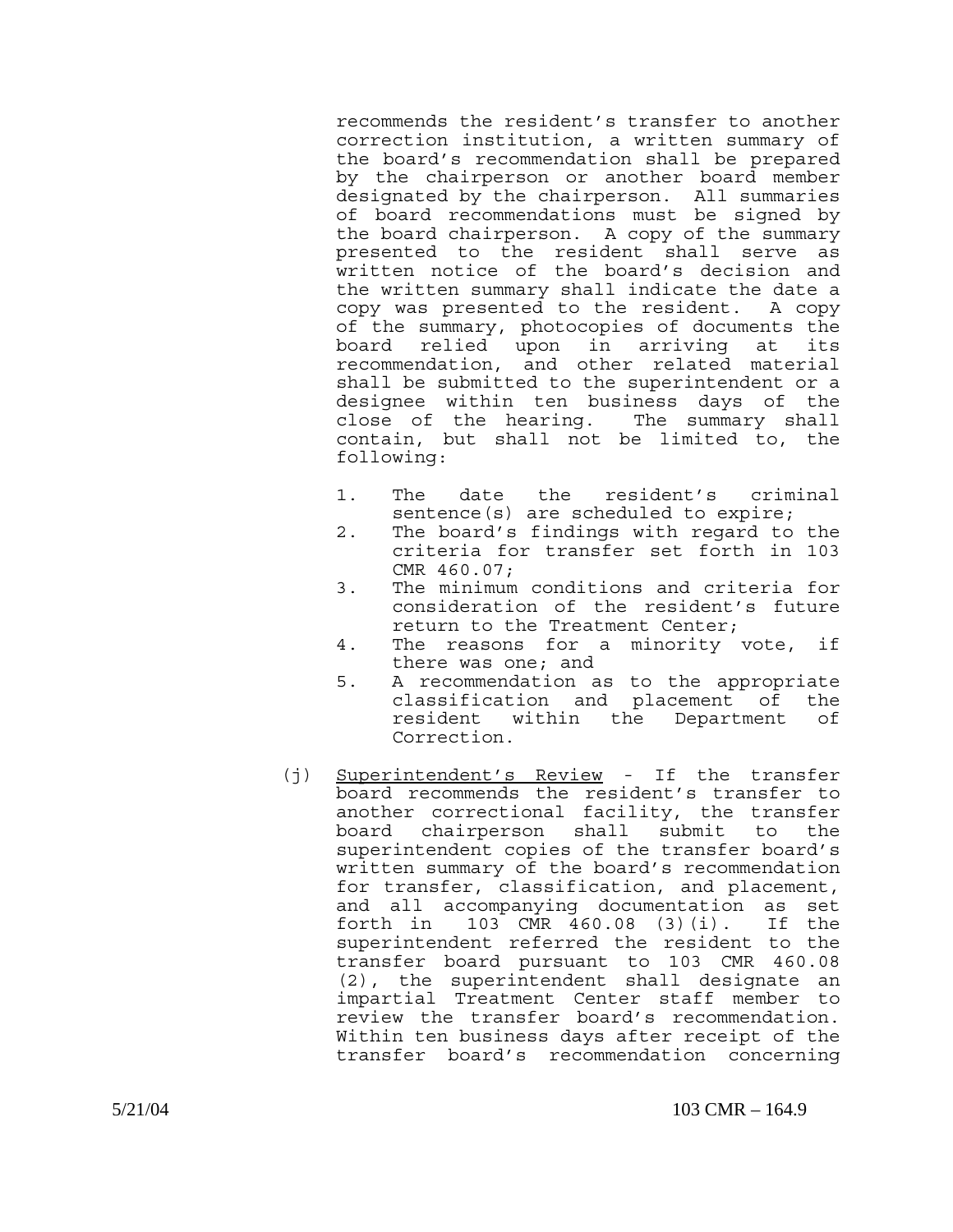recommends the resident's transfer to another correction institution, a written summary of the board's recommendation shall be prepared by the chairperson or another board member designated by the chairperson. All summaries of board recommendations must be signed by the board chairperson. A copy of the summary presented to the resident shall serve as written notice of the board's decision and the written summary shall indicate the date a copy was presented to the resident. A copy of the summary, photocopies of documents the board relied upon in arriving at its recommendation, and other related material shall be submitted to the superintendent or a designee within ten business days of the close of the hearing. The summary shall contain, but shall not be limited to, the following:

1. The date the resident's criminal sentence(s) are scheduled to expire;
2. The board's findings with regard to the criteria for transfer set forth in 103 CMR 460.07;
3. The minimum conditions and criteria for consideration of the resident's future return to the Treatment Center;
4. The reasons for a minority vote, if there was one; and
5. A recommendation as to the appropriate classification and placement of the resident within the Department of Correction.

(j) <u>Superintendent's Review</u> - If the transfer board recommends the resident's transfer to another correctional facility, the transfer board chairperson shall submit to the superintendent copies of the transfer board's written summary of the board's recommendation for transfer, classification, and placement, and all accompanying documentation as set forth in 103 CMR 460.08 (3)(i). If the superintendent referred the resident to the transfer board pursuant to 103 CMR 460.08 (2), the superintendent shall designate an impartial Treatment Center staff member to review the transfer board's recommendation. Within ten business days after receipt of the transfer board's recommendation concerning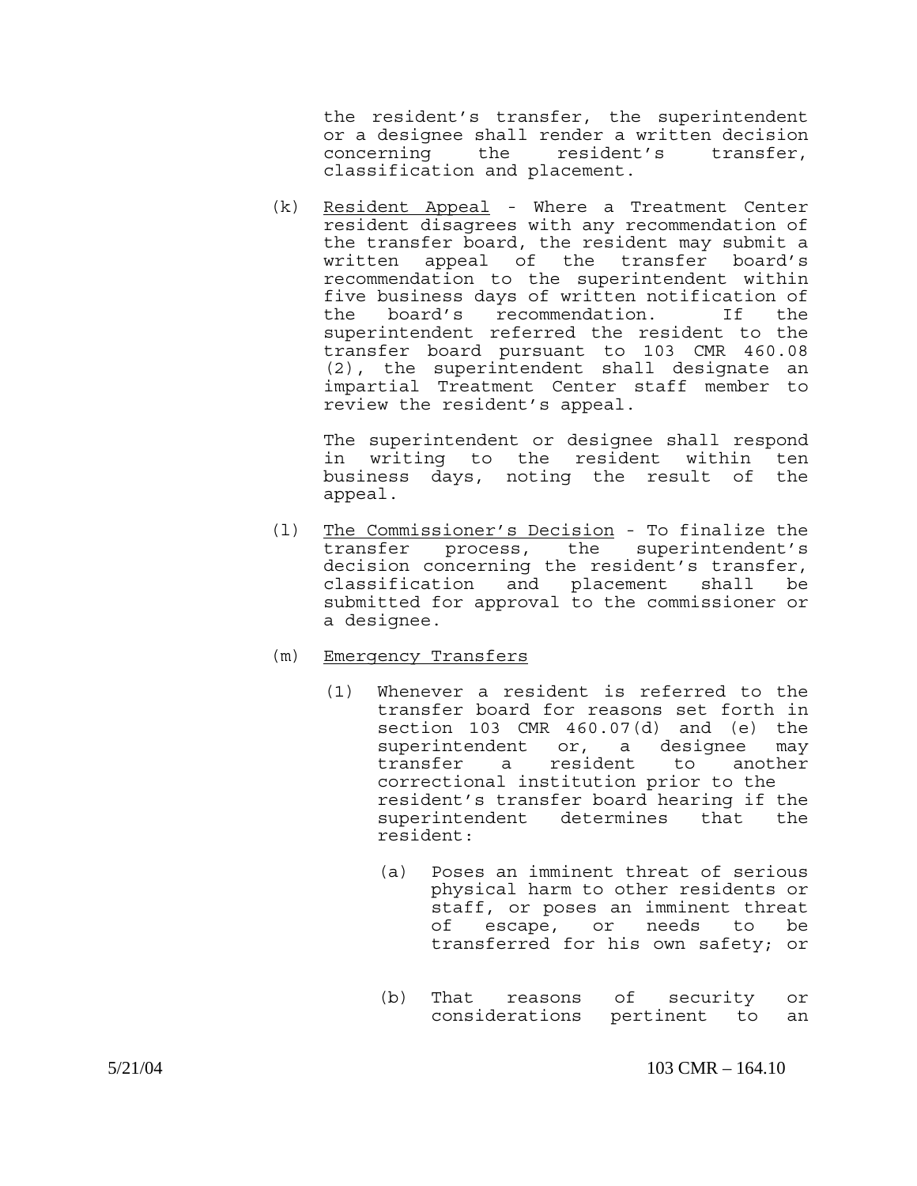the resident's transfer, the superintendent or a designee shall render a written decision concerning the resident's transfer, classification and placement.

(k) Resident Appeal - Where a Treatment Center resident disagrees with any recommendation of the transfer board, the resident may submit a written appeal of the transfer board's recommendation to the superintendent within five business days of written notification of the board's recommendation. If the superintendent referred the resident to the transfer board pursuant to 103 CMR 460.08 (2), the superintendent shall designate an impartial Treatment Center staff member to review the resident's appeal.

The superintendent or designee shall respond in writing to the resident within ten business days, noting the result of the appeal.

(l) The Commissioner's Decision - To finalize the transfer process, the superintendent's decision concerning the resident's transfer, classification and placement shall be submitted for approval to the commissioner or a designee.

(m) Emergency Transfers

(1) Whenever a resident is referred to the transfer board for reasons set forth in section 103 CMR 460.07(d) and (e) the superintendent or, a designee may transfer a resident to another correctional institution prior to the resident's transfer board hearing if the superintendent determines that the resident:

(a) Poses an imminent threat of serious physical harm to other residents or staff, or poses an imminent threat of escape, or needs to be transferred for his own safety; or

(b) That reasons of security or considerations pertinent to an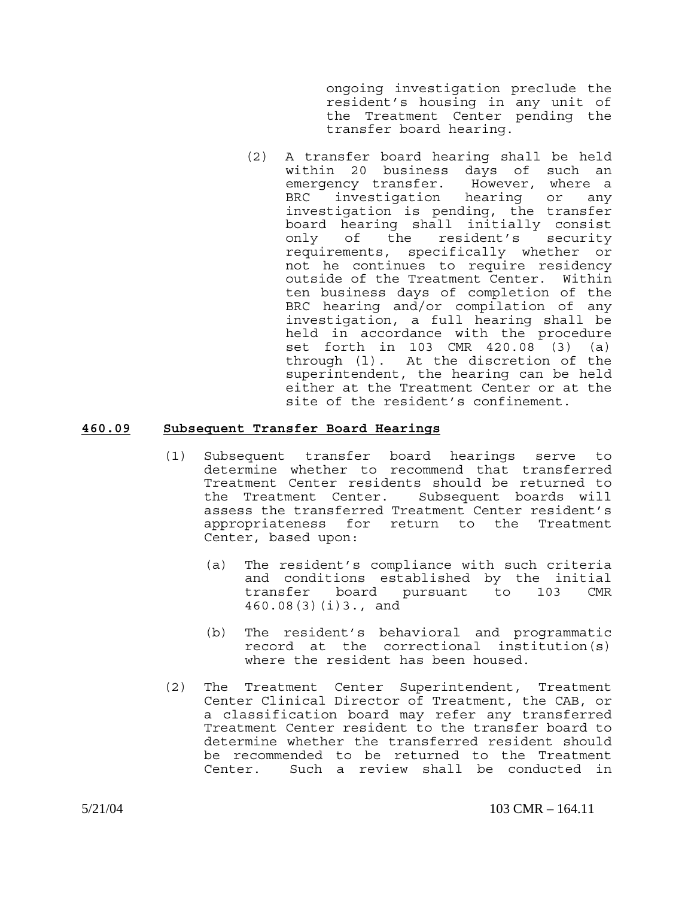ongoing investigation preclude the resident's housing in any unit of the Treatment Center pending the transfer board hearing.

(2) A transfer board hearing shall be held within 20 business days of such an emergency transfer. However, where a BRC investigation hearing or any investigation is pending, the transfer board hearing shall initially consist only of the resident's security requirements, specifically whether or not he continues to require residency outside of the Treatment Center. Within ten business days of completion of the BRC hearing and/or compilation of any investigation, a full hearing shall be held in accordance with the procedure set forth in 103 CMR 420.08 (3) (a) through (l). At the discretion of the superintendent, the hearing can be held either at the Treatment Center or at the site of the resident's confinement.

## **460.09 Subsequent Transfer Board Hearings**

(1) Subsequent transfer board hearings serve to determine whether to recommend that transferred Treatment Center residents should be returned to the Treatment Center. Subsequent boards will assess the transferred Treatment Center resident's appropriateness for return to the Treatment Center, based upon:

(a) The resident's compliance with such criteria and conditions established by the initial transfer board pursuant to 103 CMR 460.08(3)(i)3., and

(b) The resident's behavioral and programmatic record at the correctional institution(s) where the resident has been housed.

(2) The Treatment Center Superintendent, Treatment Center Clinical Director of Treatment, the CAB, or a classification board may refer any transferred Treatment Center resident to the transfer board to determine whether the transferred resident should be recommended to be returned to the Treatment Center. Such a review shall be conducted in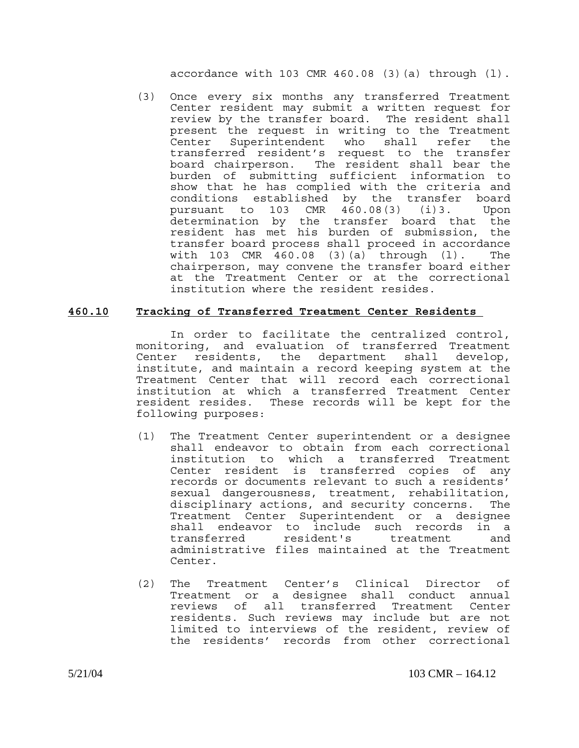accordance with 103 CMR 460.08 (3)(a) through (l).

(3) Once every six months any transferred Treatment Center resident may submit a written request for review by the transfer board. The resident shall present the request in writing to the Treatment Center Superintendent who shall refer the transferred resident's request to the transfer board chairperson. The resident shall bear the burden of submitting sufficient information to show that he has complied with the criteria and conditions established by the transfer board pursuant to 103 CMR 460.08(3) (i)3. Upon determination by the transfer board that the resident has met his burden of submission, the transfer board process shall proceed in accordance with 103 CMR 460.08 (3)(a) through (l). The chairperson, may convene the transfer board either at the Treatment Center or at the correctional institution where the resident resides.

## 460.10 Tracking of Transferred Treatment Center Residents

In order to facilitate the centralized control, monitoring, and evaluation of transferred Treatment Center residents, the department shall develop, institute, and maintain a record keeping system at the Treatment Center that will record each correctional institution at which a transferred Treatment Center resident resides. These records will be kept for the following purposes:

(1) The Treatment Center superintendent or a designee shall endeavor to obtain from each correctional institution to which a transferred Treatment Center resident is transferred copies of any records or documents relevant to such a residents' sexual dangerousness, treatment, rehabilitation, disciplinary actions, and security concerns. The Treatment Center Superintendent or a designee shall endeavor to include such records in a transferred resident's treatment and administrative files maintained at the Treatment Center.

(2) The Treatment Center's Clinical Director of Treatment or a designee shall conduct annual reviews of all transferred Treatment Center residents. Such reviews may include but are not limited to interviews of the resident, review of the residents' records from other correctional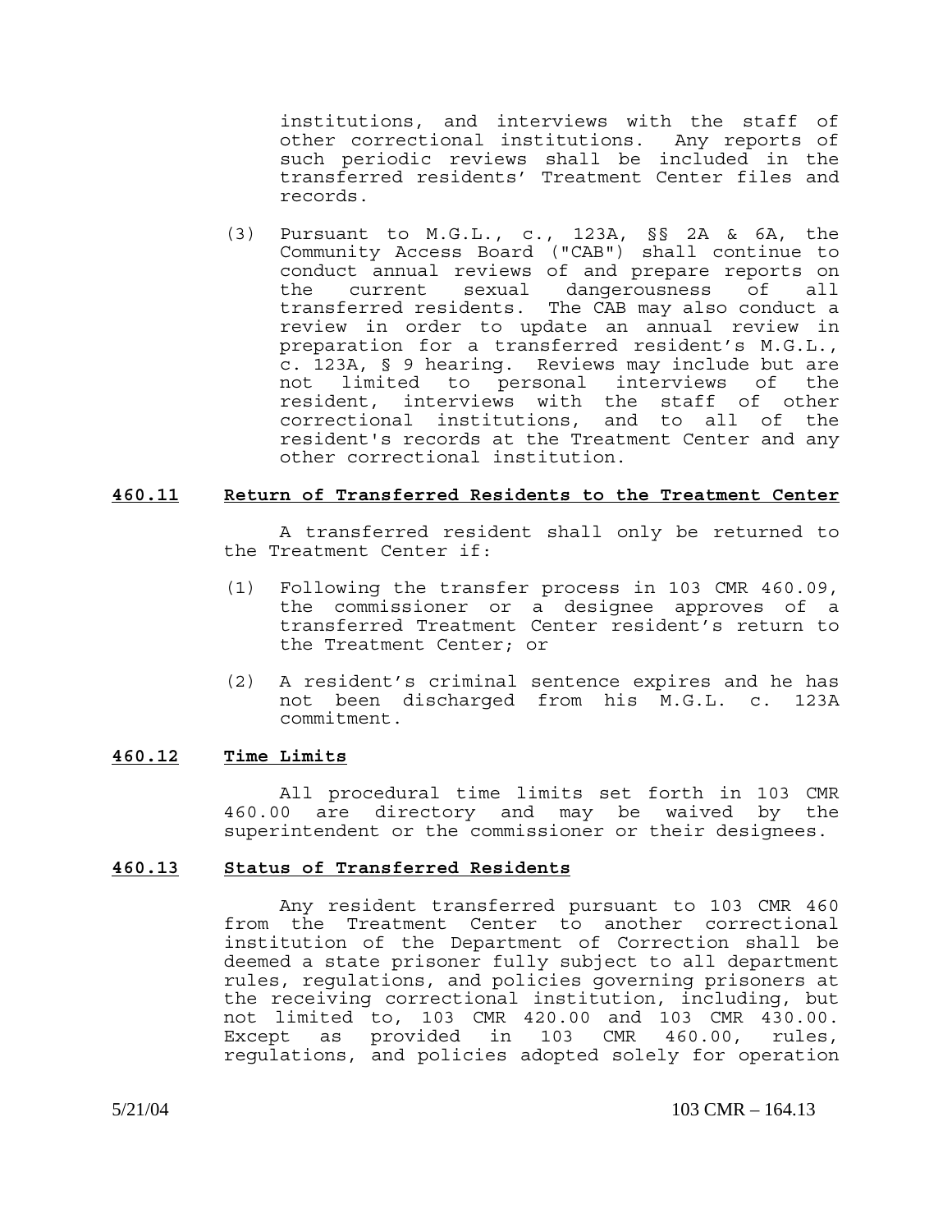institutions, and interviews with the staff of other correctional institutions. Any reports of such periodic reviews shall be included in the transferred residents' Treatment Center files and records.

(3) Pursuant to M.G.L., c., 123A, §§ 2A & 6A, the Community Access Board ("CAB") shall continue to conduct annual reviews of and prepare reports on the current sexual dangerousness of all transferred residents. The CAB may also conduct a review in order to update an annual review in preparation for a transferred resident's M.G.L., c. 123A, § 9 hearing. Reviews may include but are not limited to personal interviews of the resident, interviews with the staff of other correctional institutions, and to all of the resident's records at the Treatment Center and any other correctional institution.

## **460.11 Return of Transferred Residents to the Treatment Center**

A transferred resident shall only be returned to the Treatment Center if:

(1) Following the transfer process in 103 CMR 460.09, the commissioner or a designee approves of a transferred Treatment Center resident's return to the Treatment Center; or

(2) A resident's criminal sentence expires and he has not been discharged from his M.G.L. c. 123A commitment.

## **460.12 Time Limits**

All procedural time limits set forth in 103 CMR 460.00 are directory and may be waived by the superintendent or the commissioner or their designees.

## **460.13 Status of Transferred Residents**

Any resident transferred pursuant to 103 CMR 460 from the Treatment Center to another correctional institution of the Department of Correction shall be deemed a state prisoner fully subject to all department rules, regulations, and policies governing prisoners at the receiving correctional institution, including, but not limited to, 103 CMR 420.00 and 103 CMR 430.00. Except as provided in 103 CMR 460.00, rules, regulations, and policies adopted solely for operation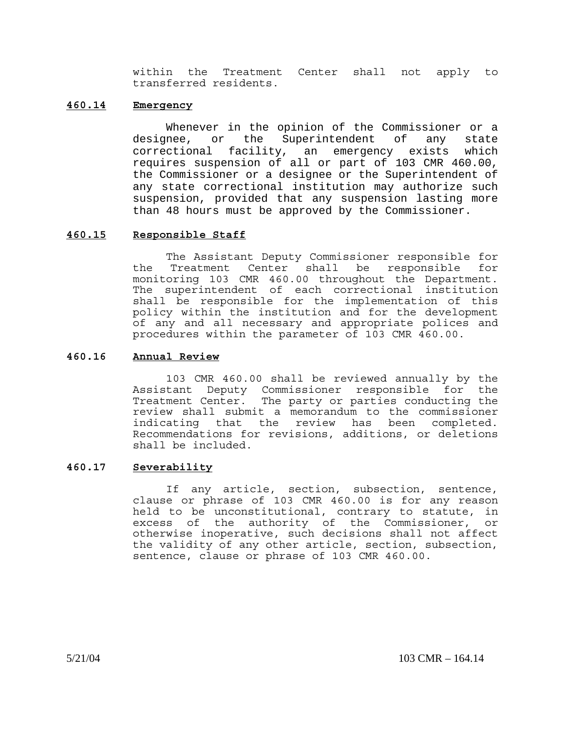within the Treatment Center shall not apply to transferred residents.

### 460.14 Emergency

Whenever in the opinion of the Commissioner or a designee, or the Superintendent of any state correctional facility, an emergency exists which requires suspension of all or part of 103 CMR 460.00, the Commissioner or a designee or the Superintendent of any state correctional institution may authorize such suspension, provided that any suspension lasting more than 48 hours must be approved by the Commissioner.

### 460.15 Responsible Staff

The Assistant Deputy Commissioner responsible for the Treatment Center shall be responsible for monitoring 103 CMR 460.00 throughout the Department. The superintendent of each correctional institution shall be responsible for the implementation of this policy within the institution and for the development of any and all necessary and appropriate polices and procedures within the parameter of 103 CMR 460.00.

### 460.16 Annual Review

103 CMR 460.00 shall be reviewed annually by the Assistant Deputy Commissioner responsible for the Treatment Center. The party or parties conducting the review shall submit a memorandum to the commissioner indicating that the review has been completed. Recommendations for revisions, additions, or deletions shall be included.

### 460.17 Severability

If any article, section, subsection, sentence, clause or phrase of 103 CMR 460.00 is for any reason held to be unconstitutional, contrary to statute, in excess of the authority of the Commissioner, or otherwise inoperative, such decisions shall not affect the validity of any other article, section, subsection, sentence, clause or phrase of 103 CMR 460.00.